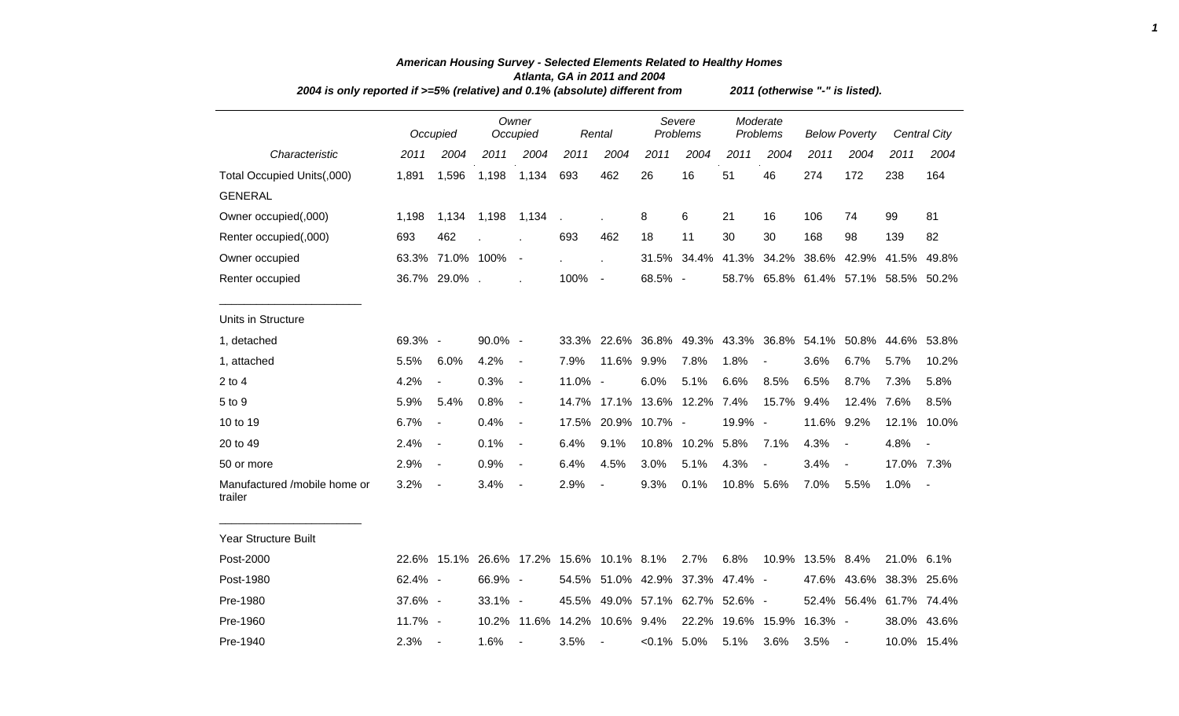# American Housing Survey - Selected Elements Related to Healthy Homes

## Atlanta, GA in 2011 and 2004

*2004 is only reported if >=5% (relative) and 0.1% (absolute) different from 2011 (otherwise "-" is listed).*

| | Occupied | | Owner Occupied | | Rental | | Severe Problems | | Moderate Problems | | Below Poverty | | Central City | |
|---|---|---|---|---|---|---|---|---|---|---|---|---|---|---|
| *Characteristic* | *2011* | *2004* | *2011* | *2004* | *2011* | *2004* | *2011* | *2004* | *2011* | *2004* | *2011* | *2004* | *2011* | *2004* |
| Total Occupied Units(,000) | 1,891 | 1,596 | 1,198 | 1,134 | 693 | 462 | 26 | 16 | 51 | 46 | 274 | 172 | 238 | 164 |
| GENERAL | | | | | | | | | | | | | | |
| Owner occupied(,000) | 1,198 | 1,134 | 1,198 | 1,134 | . | . | 8 | 6 | 21 | 16 | 106 | 74 | 99 | 81 |
| Renter occupied(,000) | 693 | 462 | . | . | 693 | 462 | 18 | 11 | 30 | 30 | 168 | 98 | 139 | 82 |
| Owner occupied | 63.3% | 71.0% | 100% | - | . | . | 31.5% | 34.4% | 41.3% | 34.2% | 38.6% | 42.9% | 41.5% | 49.8% |
| Renter occupied | 36.7% | 29.0% | . | . | 100% | - | 68.5% | - | 58.7% | 65.8% | 61.4% | 57.1% | 58.5% | 50.2% |
| Units in Structure | | | | | | | | | | | | | | |
| 1, detached | 69.3% | - | 90.0% | - | 33.3% | 22.6% | 36.8% | 49.3% | 43.3% | 36.8% | 54.1% | 50.8% | 44.6% | 53.8% |
| 1, attached | 5.5% | 6.0% | 4.2% | - | 7.9% | 11.6% | 9.9% | 7.8% | 1.8% | - | 3.6% | 6.7% | 5.7% | 10.2% |
| 2 to 4 | 4.2% | - | 0.3% | - | 11.0% | - | 6.0% | 5.1% | 6.6% | 8.5% | 6.5% | 8.7% | 7.3% | 5.8% |
| 5 to 9 | 5.9% | 5.4% | 0.8% | - | 14.7% | 17.1% | 13.6% | 12.2% | 7.4% | 15.7% | 9.4% | 12.4% | 7.6% | 8.5% |
| 10 to 19 | 6.7% | - | 0.4% | - | 17.5% | 20.9% | 10.7% | - | 19.9% | - | 11.6% | 9.2% | 12.1% | 10.0% |
| 20 to 49 | 2.4% | - | 0.1% | - | 6.4% | 9.1% | 10.8% | 10.2% | 5.8% | 7.1% | 4.3% | - | 4.8% | - |
| 50 or more | 2.9% | - | 0.9% | - | 6.4% | 4.5% | 3.0% | 5.1% | 4.3% | - | 3.4% | - | 17.0% | 7.3% |
| Manufactured /mobile home or trailer | 3.2% | - | 3.4% | - | 2.9% | - | 9.3% | 0.1% | 10.8% | 5.6% | 7.0% | 5.5% | 1.0% | - |
| Year Structure Built | | | | | | | | | | | | | | |
| Post-2000 | 22.6% | 15.1% | 26.6% | 17.2% | 15.6% | 10.1% | 8.1% | 2.7% | 6.8% | 10.9% | 13.5% | 8.4% | 21.0% | 6.1% |
| Post-1980 | 62.4% | - | 66.9% | - | 54.5% | 51.0% | 42.9% | 37.3% | 47.4% | - | 47.6% | 43.6% | 38.3% | 25.6% |
| Pre-1980 | 37.6% | - | 33.1% | - | 45.5% | 49.0% | 57.1% | 62.7% | 52.6% | - | 52.4% | 56.4% | 61.7% | 74.4% |
| Pre-1960 | 11.7% | - | 10.2% | 11.6% | 14.2% | 10.6% | 9.4% | 22.2% | 19.6% | 15.9% | 16.3% | - | 38.0% | 43.6% |
| Pre-1940 | 2.3% | - | 1.6% | - | 3.5% | - | <0.1% | 5.0% | 5.1% | 3.6% | 3.5% | - | 10.0% | 15.4% |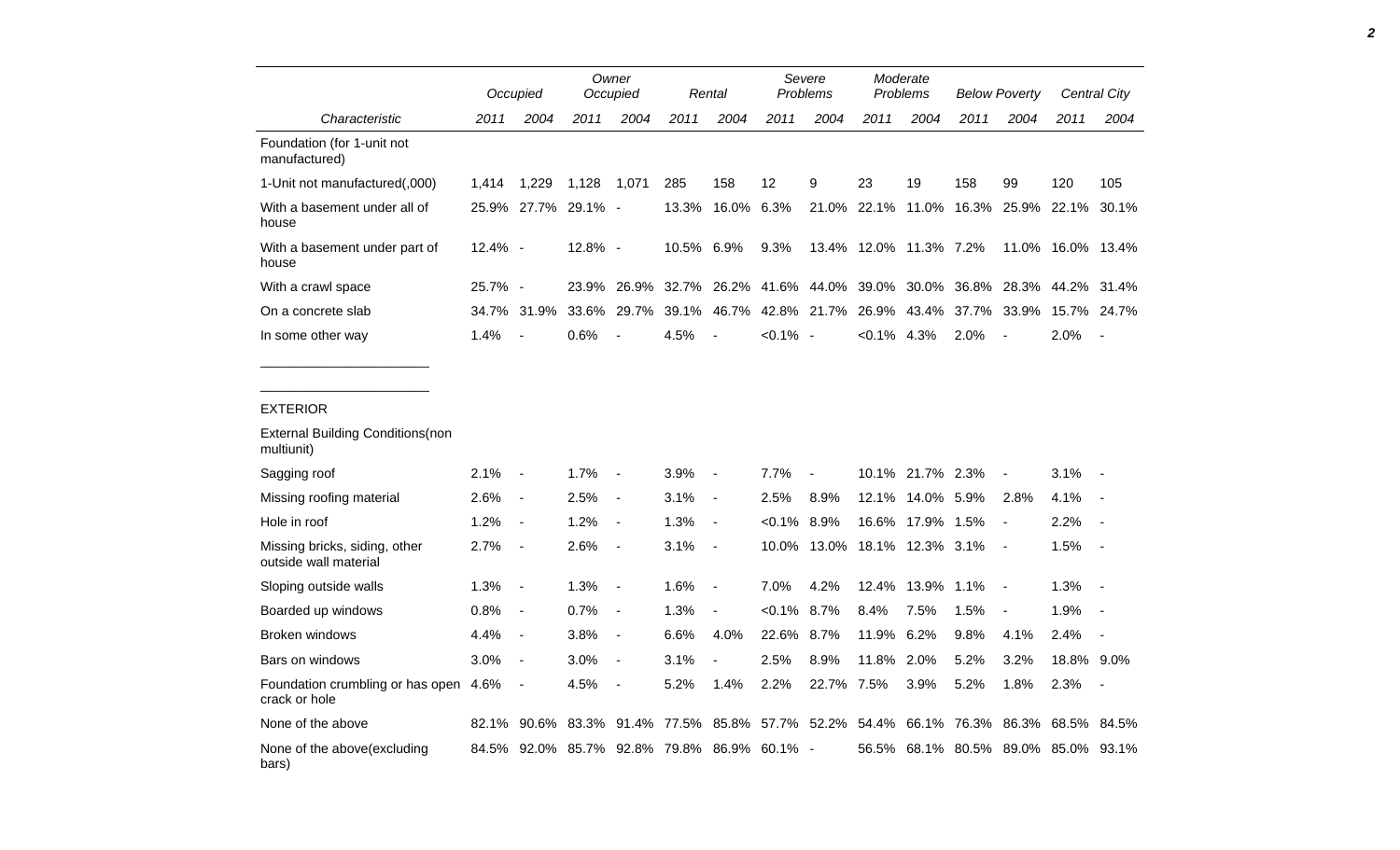| | Occupied | | Owner Occupied | | Rental | | Severe Problems | | Moderate Problems | | Below Poverty | | Central City | |
|---|---|---|---|---|---|---|---|---|---|---|---|---|---|---|
| Characteristic | 2011 | 2004 | 2011 | 2004 | 2011 | 2004 | 2011 | 2004 | 2011 | 2004 | 2011 | 2004 | 2011 | 2004 |
| Foundation (for 1-unit not manufactured) | | | | | | | | | | | | | | |
| 1-Unit not manufactured(,000) | 1,414 | 1,229 | 1,128 | 1,071 | 285 | 158 | 12 | 9 | 23 | 19 | 158 | 99 | 120 | 105 |
| With a basement under all of house | 25.9% | 27.7% | 29.1% | - | 13.3% | 16.0% | 6.3% | 21.0% | 22.1% | 11.0% | 16.3% | 25.9% | 22.1% | 30.1% |
| With a basement under part of house | 12.4% | - | 12.8% | - | 10.5% | 6.9% | 9.3% | 13.4% | 12.0% | 11.3% | 7.2% | 11.0% | 16.0% | 13.4% |
| With a crawl space | 25.7% | - | 23.9% | 26.9% | 32.7% | 26.2% | 41.6% | 44.0% | 39.0% | 30.0% | 36.8% | 28.3% | 44.2% | 31.4% |
| On a concrete slab | 34.7% | 31.9% | 33.6% | 29.7% | 39.1% | 46.7% | 42.8% | 21.7% | 26.9% | 43.4% | 37.7% | 33.9% | 15.7% | 24.7% |
| In some other way | 1.4% | - | 0.6% | - | 4.5% | - | <0.1% | - | <0.1% | 4.3% | 2.0% | - | 2.0% | - |
| EXTERIOR | | | | | | | | | | | | | | |
| External Building Conditions(non multiunit) | | | | | | | | | | | | | | |
| Sagging roof | 2.1% | - | 1.7% | - | 3.9% | - | 7.7% | - | 10.1% | 21.7% | 2.3% | - | 3.1% | - |
| Missing roofing material | 2.6% | - | 2.5% | - | 3.1% | - | 2.5% | 8.9% | 12.1% | 14.0% | 5.9% | 2.8% | 4.1% | - |
| Hole in roof | 1.2% | - | 1.2% | - | 1.3% | - | <0.1% | 8.9% | 16.6% | 17.9% | 1.5% | - | 2.2% | - |
| Missing bricks, siding, other outside wall material | 2.7% | - | 2.6% | - | 3.1% | - | 10.0% | 13.0% | 18.1% | 12.3% | 3.1% | - | 1.5% | - |
| Sloping outside walls | 1.3% | - | 1.3% | - | 1.6% | - | 7.0% | 4.2% | 12.4% | 13.9% | 1.1% | - | 1.3% | - |
| Boarded up windows | 0.8% | - | 0.7% | - | 1.3% | - | <0.1% | 8.7% | 8.4% | 7.5% | 1.5% | - | 1.9% | - |
| Broken windows | 4.4% | - | 3.8% | - | 6.6% | 4.0% | 22.6% | 8.7% | 11.9% | 6.2% | 9.8% | 4.1% | 2.4% | - |
| Bars on windows | 3.0% | - | 3.0% | - | 3.1% | - | 2.5% | 8.9% | 11.8% | 2.0% | 5.2% | 3.2% | 18.8% | 9.0% |
| Foundation crumbling or has open crack or hole | 4.6% | - | 4.5% | - | 5.2% | 1.4% | 2.2% | 22.7% | 7.5% | 3.9% | 5.2% | 1.8% | 2.3% | - |
| None of the above | 82.1% | 90.6% | 83.3% | 91.4% | 77.5% | 85.8% | 57.7% | 52.2% | 54.4% | 66.1% | 76.3% | 86.3% | 68.5% | 84.5% |
| None of the above(excluding bars) | 84.5% | 92.0% | 85.7% | 92.8% | 79.8% | 86.9% | 60.1% | - | 56.5% | 68.1% | 80.5% | 89.0% | 85.0% | 93.1% |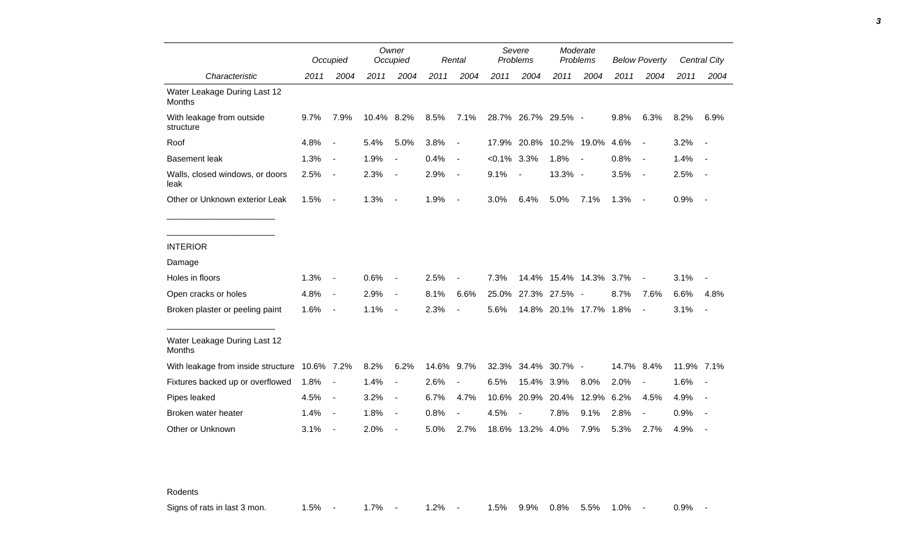| | Occupied | | Owner Occupied | | Rental | | Severe Problems | | Moderate Problems | | Below Poverty | | Central City | |
|---|---|---|---|---|---|---|---|---|---|---|---|---|---|---|
| Characteristic | 2011 | 2004 | 2011 | 2004 | 2011 | 2004 | 2011 | 2004 | 2011 | 2004 | 2011 | 2004 | 2011 | 2004 |
| Water Leakage During Last 12 Months | | | | | | | | | | | | | | |
| With leakage from outside structure | 9.7% | 7.9% | 10.4% | 8.2% | 8.5% | 7.1% | 28.7% | 26.7% | 29.5% | - | 9.8% | 6.3% | 8.2% | 6.9% |
| Roof | 4.8% | - | 5.4% | 5.0% | 3.8% | - | 17.9% | 20.8% | 10.2% | 19.0% | 4.6% | - | 3.2% | - |
| Basement leak | 1.3% | - | 1.9% | - | 0.4% | - | <0.1% | 3.3% | 1.8% | - | 0.8% | - | 1.4% | - |
| Walls, closed windows, or doors leak | 2.5% | - | 2.3% | - | 2.9% | - | 9.1% | - | 13.3% | - | 3.5% | - | 2.5% | - |
| Other or Unknown exterior Leak | 1.5% | - | 1.3% | - | 1.9% | - | 3.0% | 6.4% | 5.0% | 7.1% | 1.3% | - | 0.9% | - |
| INTERIOR | | | | | | | | | | | | | | |
| Damage | | | | | | | | | | | | | | |
| Holes in floors | 1.3% | - | 0.6% | - | 2.5% | - | 7.3% | 14.4% | 15.4% | 14.3% | 3.7% | - | 3.1% | - |
| Open cracks or holes | 4.8% | - | 2.9% | - | 8.1% | 6.6% | 25.0% | 27.3% | 27.5% | - | 8.7% | 7.6% | 6.6% | 4.8% |
| Broken plaster or peeling paint | 1.6% | - | 1.1% | - | 2.3% | - | 5.6% | 14.8% | 20.1% | 17.7% | 1.8% | - | 3.1% | - |
| Water Leakage During Last 12 Months | | | | | | | | | | | | | | |
| With leakage from inside structure | 10.6% | 7.2% | 8.2% | 6.2% | 14.6% | 9.7% | 32.3% | 34.4% | 30.7% | - | 14.7% | 8.4% | 11.9% | 7.1% |
| Fixtures backed up or overflowed | 1.8% | - | 1.4% | - | 2.6% | - | 6.5% | 15.4% | 3.9% | 8.0% | 2.0% | - | 1.6% | - |
| Pipes leaked | 4.5% | - | 3.2% | - | 6.7% | 4.7% | 10.6% | 20.9% | 20.4% | 12.9% | 6.2% | 4.5% | 4.9% | - |
| Broken water heater | 1.4% | - | 1.8% | - | 0.8% | - | 4.5% | - | 7.8% | 9.1% | 2.8% | - | 0.9% | - |
| Other or Unknown | 3.1% | - | 2.0% | - | 5.0% | 2.7% | 18.6% | 13.2% | 4.0% | 7.9% | 5.3% | 2.7% | 4.9% | - |
| Rodents | | | | | | | | | | | | | | |
| Signs of rats in last 3 mon. | 1.5% | - | 1.7% | - | 1.2% | - | 1.5% | 9.9% | 0.8% | 5.5% | 1.0% | - | 0.9% | - |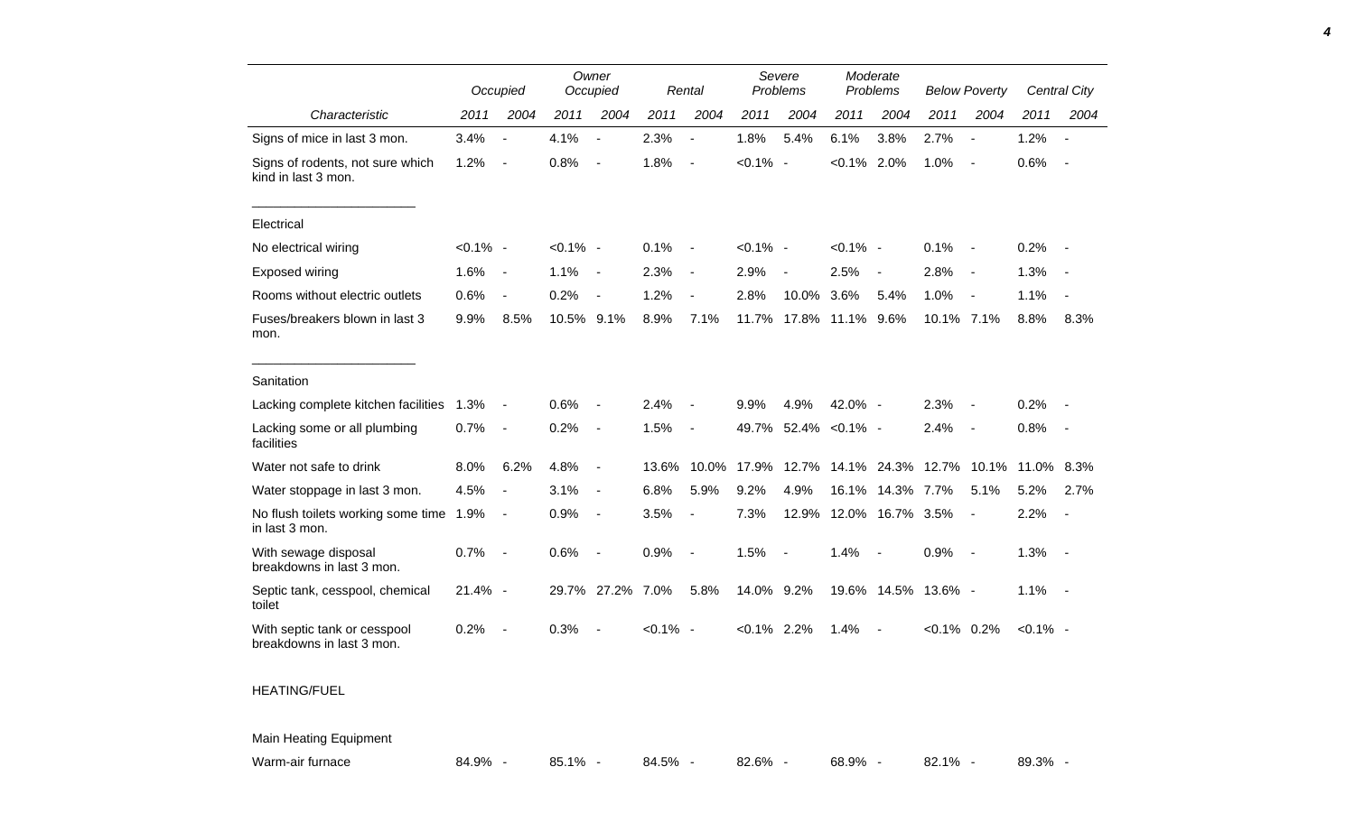| | Occupied | | Owner Occupied | | Rental | | Severe Problems | | Moderate Problems | | Below Poverty | | Central City | |
|---|---|---|---|---|---|---|---|---|---|---|---|---|---|---|
| Characteristic | 2011 | 2004 | 2011 | 2004 | 2011 | 2004 | 2011 | 2004 | 2011 | 2004 | 2011 | 2004 | 2011 | 2004 |
| Signs of mice in last 3 mon. | 3.4% | - | 4.1% | - | 2.3% | - | 1.8% | 5.4% | 6.1% | 3.8% | 2.7% | - | 1.2% | - |
| Signs of rodents, not sure which kind in last 3 mon. | 1.2% | - | 0.8% | - | 1.8% | - | <0.1% | - | <0.1% | 2.0% | 1.0% | - | 0.6% | - |
| Electrical | | | | | | | | | | | | | | |
| No electrical wiring | <0.1% | - | <0.1% | - | 0.1% | - | <0.1% | - | <0.1% | - | 0.1% | - | 0.2% | - |
| Exposed wiring | 1.6% | - | 1.1% | - | 2.3% | - | 2.9% | - | 2.5% | - | 2.8% | - | 1.3% | - |
| Rooms without electric outlets | 0.6% | - | 0.2% | - | 1.2% | - | 2.8% | 10.0% | 3.6% | 5.4% | 1.0% | - | 1.1% | - |
| Fuses/breakers blown in last 3 mon. | 9.9% | 8.5% | 10.5% | 9.1% | 8.9% | 7.1% | 11.7% | 17.8% | 11.1% | 9.6% | 10.1% | 7.1% | 8.8% | 8.3% |
| Sanitation | | | | | | | | | | | | | | |
| Lacking complete kitchen facilities | 1.3% | - | 0.6% | - | 2.4% | - | 9.9% | 4.9% | 42.0% | - | 2.3% | - | 0.2% | - |
| Lacking some or all plumbing facilities | 0.7% | - | 0.2% | - | 1.5% | - | 49.7% | 52.4% | <0.1% | - | 2.4% | - | 0.8% | - |
| Water not safe to drink | 8.0% | 6.2% | 4.8% | - | 13.6% | 10.0% | 17.9% | 12.7% | 14.1% | 24.3% | 12.7% | 10.1% | 11.0% | 8.3% |
| Water stoppage in last 3 mon. | 4.5% | - | 3.1% | - | 6.8% | 5.9% | 9.2% | 4.9% | 16.1% | 14.3% | 7.7% | 5.1% | 5.2% | 2.7% |
| No flush toilets working some time in last 3 mon. | 1.9% | - | 0.9% | - | 3.5% | - | 7.3% | 12.9% | 12.0% | 16.7% | 3.5% | - | 2.2% | - |
| With sewage disposal breakdowns in last 3 mon. | 0.7% | - | 0.6% | - | 0.9% | - | 1.5% | - | 1.4% | - | 0.9% | - | 1.3% | - |
| Septic tank, cesspool, chemical toilet | 21.4% | - | 29.7% | 27.2% | 7.0% | 5.8% | 14.0% | 9.2% | 19.6% | 14.5% | 13.6% | - | 1.1% | - |
| With septic tank or cesspool breakdowns in last 3 mon. | 0.2% | - | 0.3% | - | <0.1% | - | <0.1% | 2.2% | 1.4% | - | <0.1% | 0.2% | <0.1% | - |
| HEATING/FUEL | | | | | | | | | | | | | | |
| Main Heating Equipment | | | | | | | | | | | | | | |
| Warm-air furnace | 84.9% | - | 85.1% | - | 84.5% | - | 82.6% | - | 68.9% | - | 82.1% | - | 89.3% | - |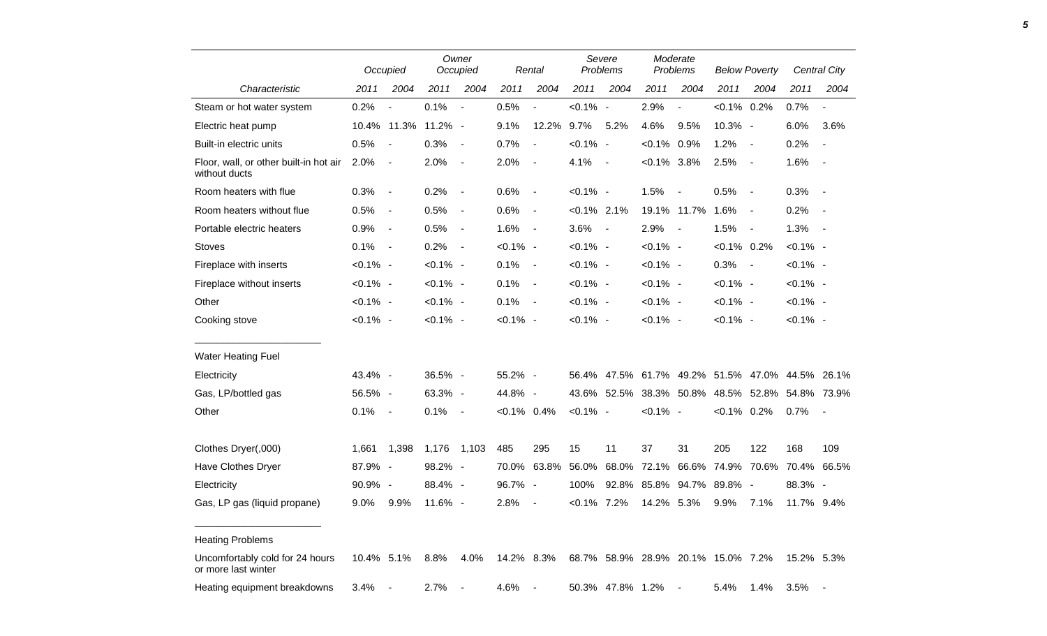| Characteristic | Occupied |  | Owner Occupied |  | Rental |  | Severe Problems |  | Moderate Problems |  | Below Poverty |  | Central City |  |
|---|---|---|---|---|---|---|---|---|---|---|---|---|---|---|
|  | 2011 | 2004 | 2011 | 2004 | 2011 | 2004 | 2011 | 2004 | 2011 | 2004 | 2011 | 2004 | 2011 | 2004 |
| Steam or hot water system | 0.2% | - | 0.1% | - | 0.5% | - | <0.1% | - | 2.9% | - | <0.1% | 0.2% | 0.7% | - |
| Electric heat pump | 10.4% | 11.3% | 11.2% | - | 9.1% | 12.2% | 9.7% | 5.2% | 4.6% | 9.5% | 10.3% | - | 6.0% | 3.6% |
| Built-in electric units | 0.5% | - | 0.3% | - | 0.7% | - | <0.1% | - | <0.1% | 0.9% | 1.2% | - | 0.2% | - |
| Floor, wall, or other built-in hot air without ducts | 2.0% | - | 2.0% | - | 2.0% | - | 4.1% | - | <0.1% | 3.8% | 2.5% | - | 1.6% | - |
| Room heaters with flue | 0.3% | - | 0.2% | - | 0.6% | - | <0.1% | - | 1.5% | - | 0.5% | - | 0.3% | - |
| Room heaters without flue | 0.5% | - | 0.5% | - | 0.6% | - | <0.1% | 2.1% | 19.1% | 11.7% | 1.6% | - | 0.2% | - |
| Portable electric heaters | 0.9% | - | 0.5% | - | 1.6% | - | 3.6% | - | 2.9% | - | 1.5% | - | 1.3% | - |
| Stoves | 0.1% | - | 0.2% | - | <0.1% | - | <0.1% | - | <0.1% | - | <0.1% | 0.2% | <0.1% | - |
| Fireplace with inserts | <0.1% | - | <0.1% | - | 0.1% | - | <0.1% | - | <0.1% | - | 0.3% | - | <0.1% | - |
| Fireplace without inserts | <0.1% | - | <0.1% | - | 0.1% | - | <0.1% | - | <0.1% | - | <0.1% | - | <0.1% | - |
| Other | <0.1% | - | <0.1% | - | 0.1% | - | <0.1% | - | <0.1% | - | <0.1% | - | <0.1% | - |
| Cooking stove | <0.1% | - | <0.1% | - | <0.1% | - | <0.1% | - | <0.1% | - | <0.1% | - | <0.1% | - |
| Water Heating Fuel |  |  |  |  |  |  |  |  |  |  |  |  |  |  |
| Electricity | 43.4% | - | 36.5% | - | 55.2% | - | 56.4% | 47.5% | 61.7% | 49.2% | 51.5% | 47.0% | 44.5% | 26.1% |
| Gas, LP/bottled gas | 56.5% | - | 63.3% | - | 44.8% | - | 43.6% | 52.5% | 38.3% | 50.8% | 48.5% | 52.8% | 54.8% | 73.9% |
| Other | 0.1% | - | 0.1% | - | <0.1% | 0.4% | <0.1% | - | <0.1% | - | <0.1% | 0.2% | 0.7% | - |
| Clothes Dryer(,000) | 1,661 | 1,398 | 1,176 | 1,103 | 485 | 295 | 15 | 11 | 37 | 31 | 205 | 122 | 168 | 109 |
| Have Clothes Dryer | 87.9% | - | 98.2% | - | 70.0% | 63.8% | 56.0% | 68.0% | 72.1% | 66.6% | 74.9% | 70.6% | 70.4% | 66.5% |
| Electricity | 90.9% | - | 88.4% | - | 96.7% | - | 100% | 92.8% | 85.8% | 94.7% | 89.8% | - | 88.3% | - |
| Gas, LP gas (liquid propane) | 9.0% | 9.9% | 11.6% | - | 2.8% | - | <0.1% | 7.2% | 14.2% | 5.3% | 9.9% | 7.1% | 11.7% | 9.4% |
| Heating Problems |  |  |  |  |  |  |  |  |  |  |  |  |  |  |
| Uncomfortably cold for 24 hours or more last winter | 10.4% | 5.1% | 8.8% | 4.0% | 14.2% | 8.3% | 68.7% | 58.9% | 28.9% | 20.1% | 15.0% | 7.2% | 15.2% | 5.3% |
| Heating equipment breakdowns | 3.4% | - | 2.7% | - | 4.6% | - | 50.3% | 47.8% | 1.2% | - | 5.4% | 1.4% | 3.5% | - |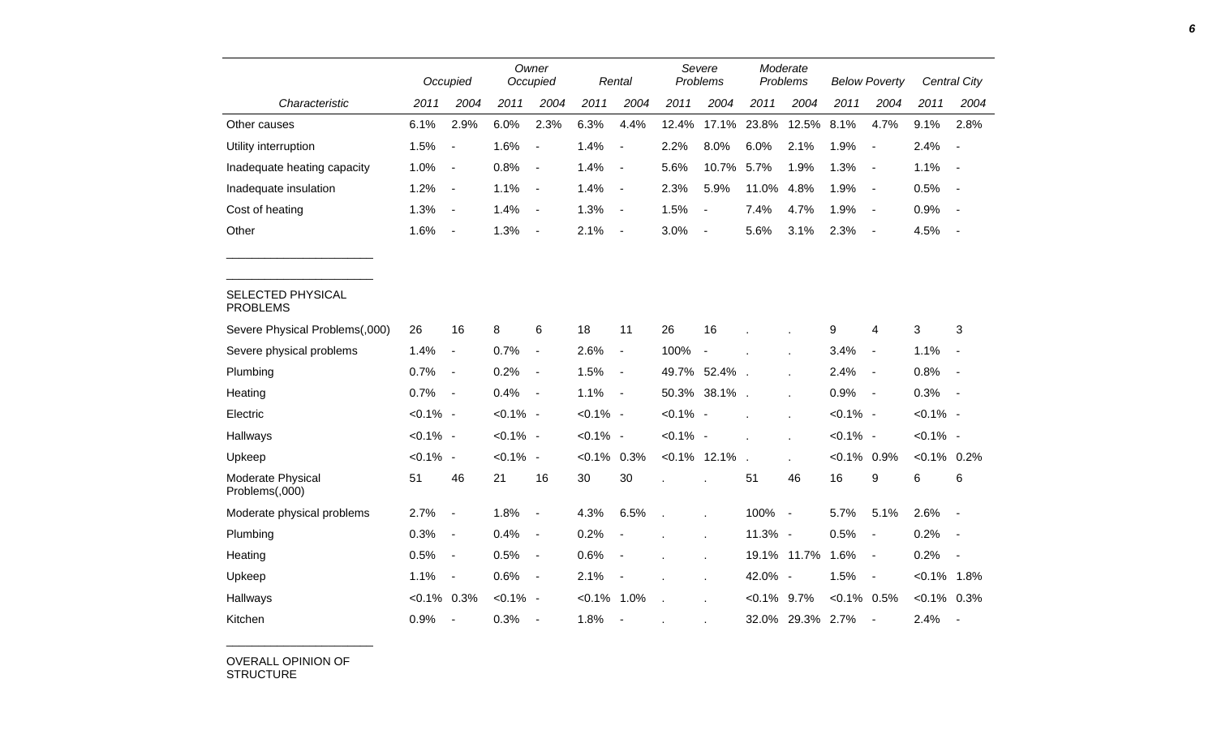| Characteristic | Occupied 2011 | Occupied 2004 | Owner Occupied 2011 | Owner Occupied 2004 | Rental 2011 | Rental 2004 | Severe Problems 2011 | Severe Problems 2004 | Moderate Problems 2011 | Moderate Problems 2004 | Below Poverty 2011 | Below Poverty 2004 | Central City 2011 | Central City 2004 |
|---|---|---|---|---|---|---|---|---|---|---|---|---|---|---|
| Other causes | 6.1% | 2.9% | 6.0% | 2.3% | 6.3% | 4.4% | 12.4% | 17.1% | 23.8% | 12.5% | 8.1% | 4.7% | 9.1% | 2.8% |
| Utility interruption | 1.5% | - | 1.6% | - | 1.4% | - | 2.2% | 8.0% | 6.0% | 2.1% | 1.9% | - | 2.4% | - |
| Inadequate heating capacity | 1.0% | - | 0.8% | - | 1.4% | - | 5.6% | 10.7% | 5.7% | 1.9% | 1.3% | - | 1.1% | - |
| Inadequate insulation | 1.2% | - | 1.1% | - | 1.4% | - | 2.3% | 5.9% | 11.0% | 4.8% | 1.9% | - | 0.5% | - |
| Cost of heating | 1.3% | - | 1.4% | - | 1.3% | - | 1.5% | - | 7.4% | 4.7% | 1.9% | - | 0.9% | - |
| Other | 1.6% | - | 1.3% | - | 2.1% | - | 3.0% | - | 5.6% | 3.1% | 2.3% | - | 4.5% | - |
| SELECTED PHYSICAL PROBLEMS | | | | | | | | | | | | | | |
| Severe Physical Problems(,000) | 26 | 16 | 8 | 6 | 18 | 11 | 26 | 16 | . | . | 9 | 4 | 3 | 3 |
| Severe physical problems | 1.4% | - | 0.7% | - | 2.6% | - | 100% | - | . | . | 3.4% | - | 1.1% | - |
| Plumbing | 0.7% | - | 0.2% | - | 1.5% | - | 49.7% | 52.4% | . | . | 2.4% | - | 0.8% | - |
| Heating | 0.7% | - | 0.4% | - | 1.1% | - | 50.3% | 38.1% | . | . | 0.9% | - | 0.3% | - |
| Electric | <0.1% | - | <0.1% | - | <0.1% | - | <0.1% | - | . | . | <0.1% | - | <0.1% | - |
| Hallways | <0.1% | - | <0.1% | - | <0.1% | - | <0.1% | - | . | . | <0.1% | - | <0.1% | - |
| Upkeep | <0.1% | - | <0.1% | - | <0.1% | 0.3% | <0.1% | 12.1% | . | . | <0.1% | 0.9% | <0.1% | 0.2% |
| Moderate Physical Problems(,000) | 51 | 46 | 21 | 16 | 30 | 30 | . | . | 51 | 46 | 16 | 9 | 6 | 6 |
| Moderate physical problems | 2.7% | - | 1.8% | - | 4.3% | 6.5% | . | . | 100% | - | 5.7% | 5.1% | 2.6% | - |
| Plumbing | 0.3% | - | 0.4% | - | 0.2% | - | . | . | 11.3% | - | 0.5% | - | 0.2% | - |
| Heating | 0.5% | - | 0.5% | - | 0.6% | - | . | . | 19.1% | 11.7% | 1.6% | - | 0.2% | - |
| Upkeep | 1.1% | - | 0.6% | - | 2.1% | - | . | . | 42.0% | - | 1.5% | - | <0.1% | 1.8% |
| Hallways | <0.1% | 0.3% | <0.1% | - | <0.1% | 1.0% | . | . | <0.1% | 9.7% | <0.1% | 0.5% | <0.1% | 0.3% |
| Kitchen | 0.9% | - | 0.3% | - | 1.8% | - | . | . | 32.0% | 29.3% | 2.7% | - | 2.4% | - |

OVERALL OPINION OF STRUCTURE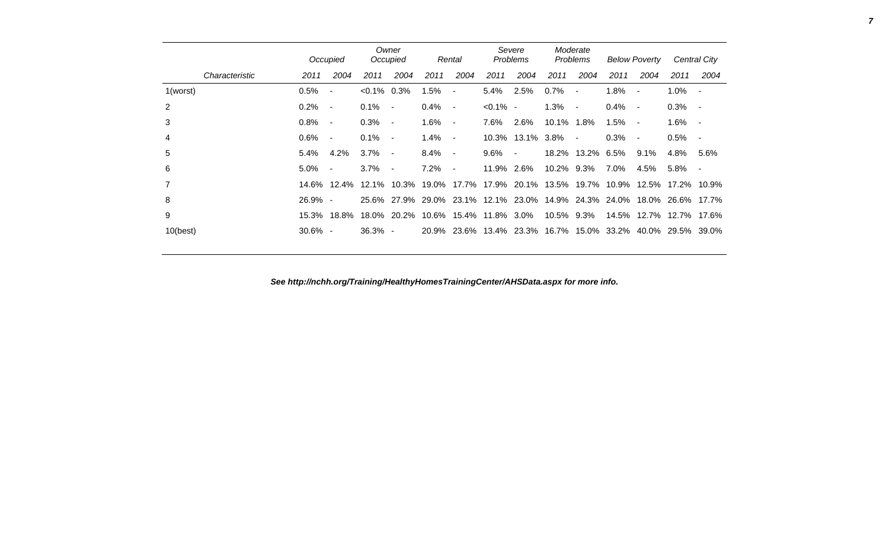| Characteristic | Occupied | | Owner Occupied | | Rental | | Severe Problems | | Moderate Problems | | Below Poverty | | Central City | |
|---|---|---|---|---|---|---|---|---|---|---|---|---|---|---|
| | 2011 | 2004 | 2011 | 2004 | 2011 | 2004 | 2011 | 2004 | 2011 | 2004 | 2011 | 2004 | 2011 | 2004 |
| 1(worst) | 0.5% | - | <0.1% | 0.3% | 1.5% | - | 5.4% | 2.5% | 0.7% | - | 1.8% | - | 1.0% | - |
| 2 | 0.2% | - | 0.1% | - | 0.4% | - | <0.1% | - | 1.3% | - | 0.4% | - | 0.3% | - |
| 3 | 0.8% | - | 0.3% | - | 1.6% | - | 7.6% | 2.6% | 10.1% | 1.8% | 1.5% | - | 1.6% | - |
| 4 | 0.6% | - | 0.1% | - | 1.4% | - | 10.3% | 13.1% | 3.8% | - | 0.3% | - | 0.5% | - |
| 5 | 5.4% | 4.2% | 3.7% | - | 8.4% | - | 9.6% | - | 18.2% | 13.2% | 6.5% | 9.1% | 4.8% | 5.6% |
| 6 | 5.0% | - | 3.7% | - | 7.2% | - | 11.9% | 2.6% | 10.2% | 9.3% | 7.0% | 4.5% | 5.8% | - |
| 7 | 14.6% | 12.4% | 12.1% | 10.3% | 19.0% | 17.7% | 17.9% | 20.1% | 13.5% | 19.7% | 10.9% | 12.5% | 17.2% | 10.9% |
| 8 | 26.9% | - | 25.6% | 27.9% | 29.0% | 23.1% | 12.1% | 23.0% | 14.9% | 24.3% | 24.0% | 18.0% | 26.6% | 17.7% |
| 9 | 15.3% | 18.8% | 18.0% | 20.2% | 10.6% | 15.4% | 11.8% | 3.0% | 10.5% | 9.3% | 14.5% | 12.7% | 12.7% | 17.6% |
| 10(best) | 30.6% | - | 36.3% | - | 20.9% | 23.6% | 13.4% | 23.3% | 16.7% | 15.0% | 33.2% | 40.0% | 29.5% | 39.0% |

***See http://nchh.org/Training/HealthyHomesTrainingCenter/AHSData.aspx for more info.***